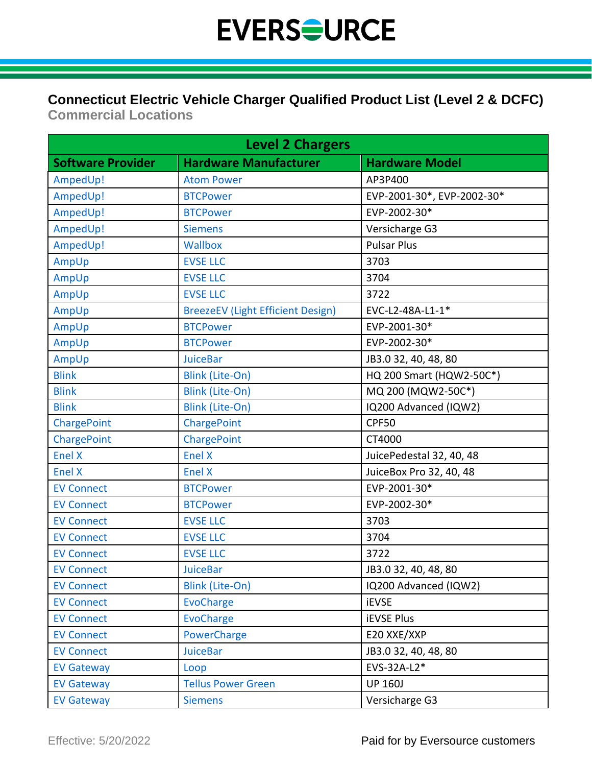EVERSOURCE

# Connecticut Electric Vehicle Charger Qualified Product List (Level 2 & DCFC)

## Commercial Locations

| Level 2 Chargers | | |
|---|---|---|
| **Software Provider** | **Hardware Manufacturer** | **Hardware Model** |
| AmpedUp! | Atom Power | AP3P400 |
| AmpedUp! | BTCPower | EVP-2001-30*, EVP-2002-30* |
| AmpedUp! | BTCPower | EVP-2002-30* |
| AmpedUp! | Siemens | Versicharge G3 |
| AmpedUp! | Wallbox | Pulsar Plus |
| AmpUp | EVSE LLC | 3703 |
| AmpUp | EVSE LLC | 3704 |
| AmpUp | EVSE LLC | 3722 |
| AmpUp | BreezeEV (Light Efficient Design) | EVC-L2-48A-L1-1* |
| AmpUp | BTCPower | EVP-2001-30* |
| AmpUp | BTCPower | EVP-2002-30* |
| AmpUp | JuiceBar | JB3.0 32, 40, 48, 80 |
| Blink | Blink (Lite-On) | HQ 200 Smart (HQW2-50C*) |
| Blink | Blink (Lite-On) | MQ 200 (MQW2-50C*) |
| Blink | Blink (Lite-On) | IQ200 Advanced (IQW2) |
| ChargePoint | ChargePoint | CPF50 |
| ChargePoint | ChargePoint | CT4000 |
| Enel X | Enel X | JuicePedestal 32, 40, 48 |
| Enel X | Enel X | JuiceBox Pro 32, 40, 48 |
| EV Connect | BTCPower | EVP-2001-30* |
| EV Connect | BTCPower | EVP-2002-30* |
| EV Connect | EVSE LLC | 3703 |
| EV Connect | EVSE LLC | 3704 |
| EV Connect | EVSE LLC | 3722 |
| EV Connect | JuiceBar | JB3.0 32, 40, 48, 80 |
| EV Connect | Blink (Lite-On) | IQ200 Advanced (IQW2) |
| EV Connect | EvoCharge | iEVSE |
| EV Connect | EvoCharge | iEVSE Plus |
| EV Connect | PowerCharge | E20 XXE/XXP |
| EV Connect | JuiceBar | JB3.0 32, 40, 48, 80 |
| EV Gateway | Loop | EVS-32A-L2* |
| EV Gateway | Tellus Power Green | UP 160J |
| EV Gateway | Siemens | Versicharge G3 |

Effective: 5/20/2022

Paid for by Eversource customers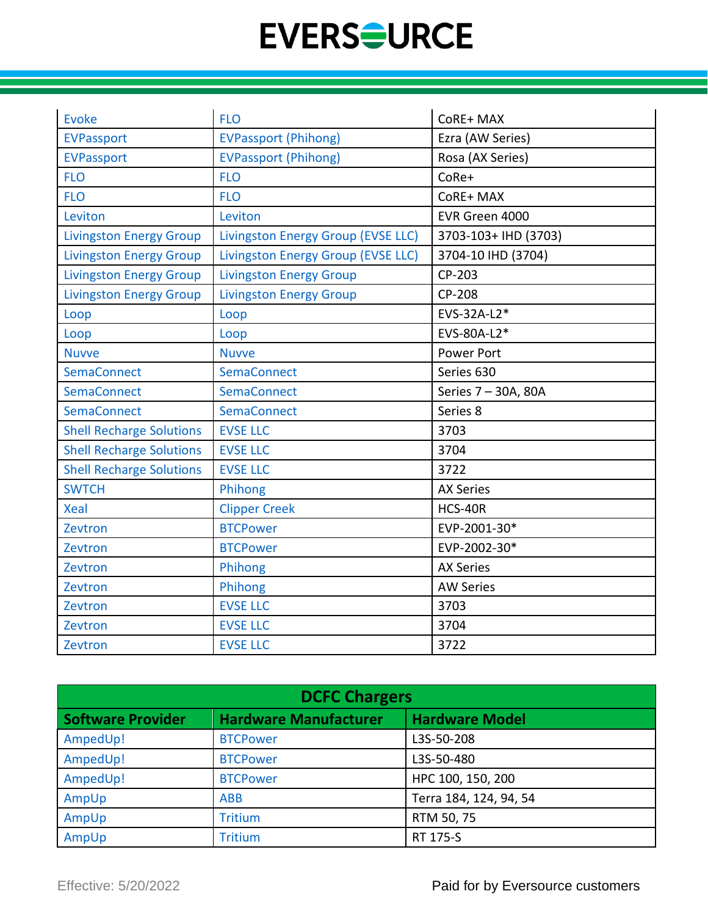| Software Provider | Hardware Manufacturer | Hardware Model |
|---|---|---|
| Evoke | FLO | CoRE+ MAX |
| EVPassport | EVPassport (Phihong) | Ezra (AW Series) |
| EVPassport | EVPassport (Phihong) | Rosa (AX Series) |
| FLO | FLO | CoRe+ |
| FLO | FLO | CoRE+ MAX |
| Leviton | Leviton | EVR Green 4000 |
| Livingston Energy Group | Livingston Energy Group (EVSE LLC) | 3703-103+ IHD (3703) |
| Livingston Energy Group | Livingston Energy Group (EVSE LLC) | 3704-10 IHD (3704) |
| Livingston Energy Group | Livingston Energy Group | CP-203 |
| Livingston Energy Group | Livingston Energy Group | CP-208 |
| Loop | Loop | EVS-32A-L2* |
| Loop | Loop | EVS-80A-L2* |
| Nuvve | Nuvve | Power Port |
| SemaConnect | SemaConnect | Series 630 |
| SemaConnect | SemaConnect | Series 7 – 30A, 80A |
| SemaConnect | SemaConnect | Series 8 |
| Shell Recharge Solutions | EVSE LLC | 3703 |
| Shell Recharge Solutions | EVSE LLC | 3704 |
| Shell Recharge Solutions | EVSE LLC | 3722 |
| SWTCH | Phihong | AX Series |
| Xeal | Clipper Creek | HCS-40R |
| Zevtron | BTCPower | EVP-2001-30* |
| Zevtron | BTCPower | EVP-2002-30* |
| Zevtron | Phihong | AX Series |
| Zevtron | Phihong | AW Series |
| Zevtron | EVSE LLC | 3703 |
| Zevtron | EVSE LLC | 3704 |
| Zevtron | EVSE LLC | 3722 |

| DCFC Chargers | | |
|---|---|---|
| **Software Provider** | **Hardware Manufacturer** | **Hardware Model** |
| AmpedUp! | BTCPower | L3S-50-208 |
| AmpedUp! | BTCPower | L3S-50-480 |
| AmpedUp! | BTCPower | HPC 100, 150, 200 |
| AmpUp | ABB | Terra 184, 124, 94, 54 |
| AmpUp | Tritium | RTM 50, 75 |
| AmpUp | Tritium | RT 175-S |

Effective: 5/20/2022

Paid for by Eversource customers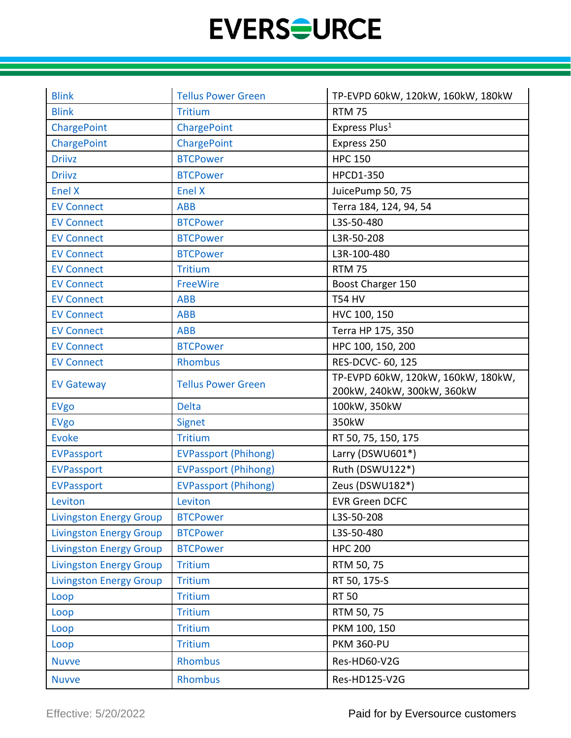| | | |
|---|---|---|
| Blink | Tellus Power Green | TP-EVPD 60kW, 120kW, 160kW, 180kW |
| Blink | Tritium | RTM 75 |
| ChargePoint | ChargePoint | Express Plus[1] |
| ChargePoint | ChargePoint | Express 250 |
| Driivz | BTCPower | HPC 150 |
| Driivz | BTCPower | HPCD1-350 |
| Enel X | Enel X | JuicePump 50, 75 |
| EV Connect | ABB | Terra 184, 124, 94, 54 |
| EV Connect | BTCPower | L3S-50-480 |
| EV Connect | BTCPower | L3R-50-208 |
| EV Connect | BTCPower | L3R-100-480 |
| EV Connect | Tritium | RTM 75 |
| EV Connect | FreeWire | Boost Charger 150 |
| EV Connect | ABB | T54 HV |
| EV Connect | ABB | HVC 100, 150 |
| EV Connect | ABB | Terra HP 175, 350 |
| EV Connect | BTCPower | HPC 100, 150, 200 |
| EV Connect | Rhombus | RES-DCVC- 60, 125 |
| EV Gateway | Tellus Power Green | TP-EVPD 60kW, 120kW, 160kW, 180kW, 200kW, 240kW, 300kW, 360kW |
| EVgo | Delta | 100kW, 350kW |
| EVgo | Signet | 350kW |
| Evoke | Tritium | RT 50, 75, 150, 175 |
| EVPassport | EVPassport (Phihong) | Larry (DSWU601*) |
| EVPassport | EVPassport (Phihong) | Ruth (DSWU122*) |
| EVPassport | EVPassport (Phihong) | Zeus (DSWU182*) |
| Leviton | Leviton | EVR Green DCFC |
| Livingston Energy Group | BTCPower | L3S-50-208 |
| Livingston Energy Group | BTCPower | L3S-50-480 |
| Livingston Energy Group | BTCPower | HPC 200 |
| Livingston Energy Group | Tritium | RTM 50, 75 |
| Livingston Energy Group | Tritium | RT 50, 175-S |
| Loop | Tritium | RT 50 |
| Loop | Tritium | RTM 50, 75 |
| Loop | Tritium | PKM 100, 150 |
| Loop | Tritium | PKM 360-PU |
| Nuvve | Rhombus | Res-HD60-V2G |
| Nuvve | Rhombus | Res-HD125-V2G |

Effective: 5/20/2022

Paid for by Eversource customers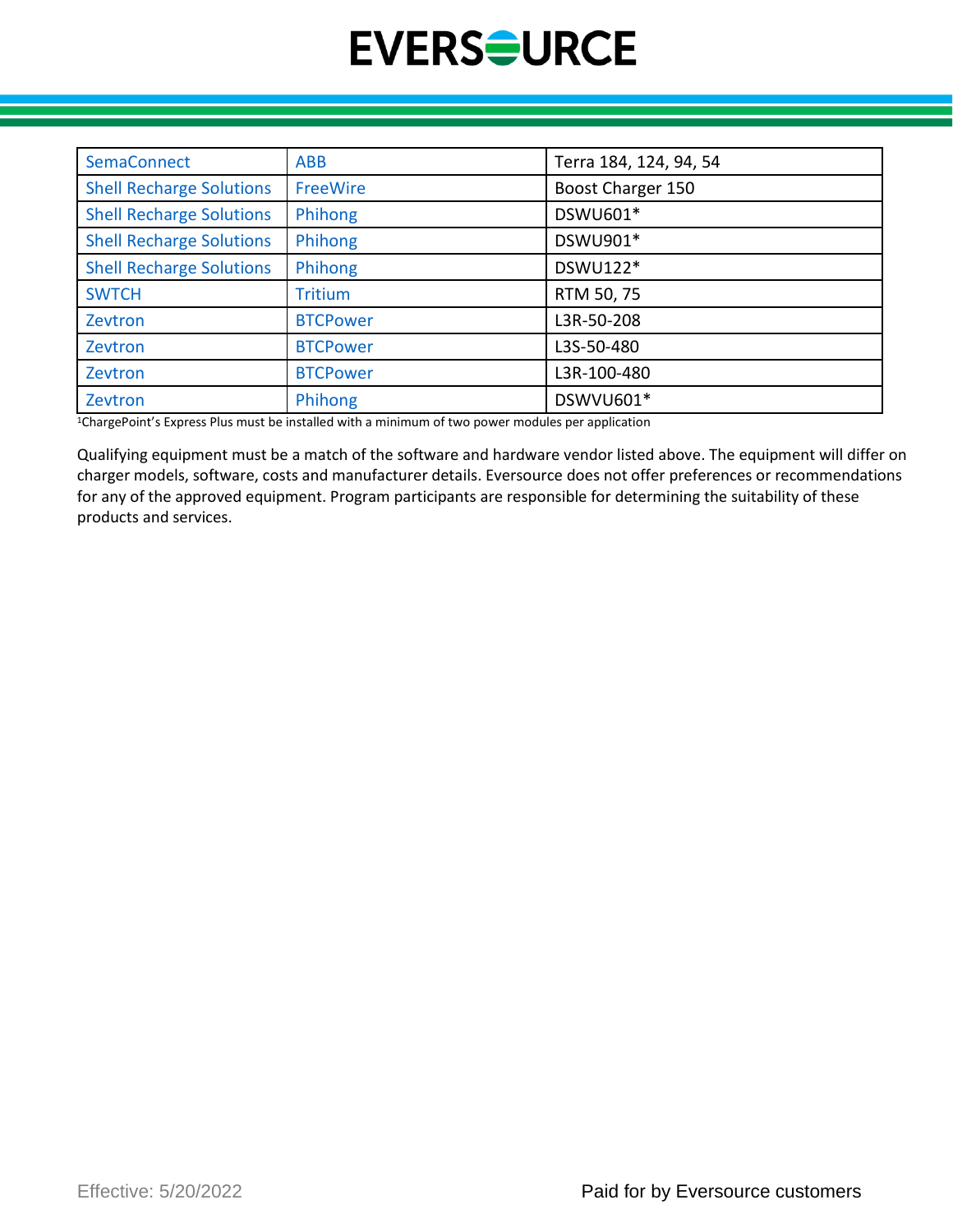| | | |
|---|---|---|
| SemaConnect | ABB | Terra 184, 124, 94, 54 |
| Shell Recharge Solutions | FreeWire | Boost Charger 150 |
| Shell Recharge Solutions | Phihong | DSWU601* |
| Shell Recharge Solutions | Phihong | DSWU901* |
| Shell Recharge Solutions | Phihong | DSWU122* |
| SWTCH | Tritium | RTM 50, 75 |
| Zevtron | BTCPower | L3R-50-208 |
| Zevtron | BTCPower | L3S-50-480 |
| Zevtron | BTCPower | L3R-100-480 |
| Zevtron | Phihong | DSWVU601* |

[1]ChargePoint's Express Plus must be installed with a minimum of two power modules per application

Qualifying equipment must be a match of the software and hardware vendor listed above. The equipment will differ on charger models, software, costs and manufacturer details. Eversource does not offer preferences or recommendations for any of the approved equipment. Program participants are responsible for determining the suitability of these products and services.

Effective: 5/20/2022

Paid for by Eversource customers